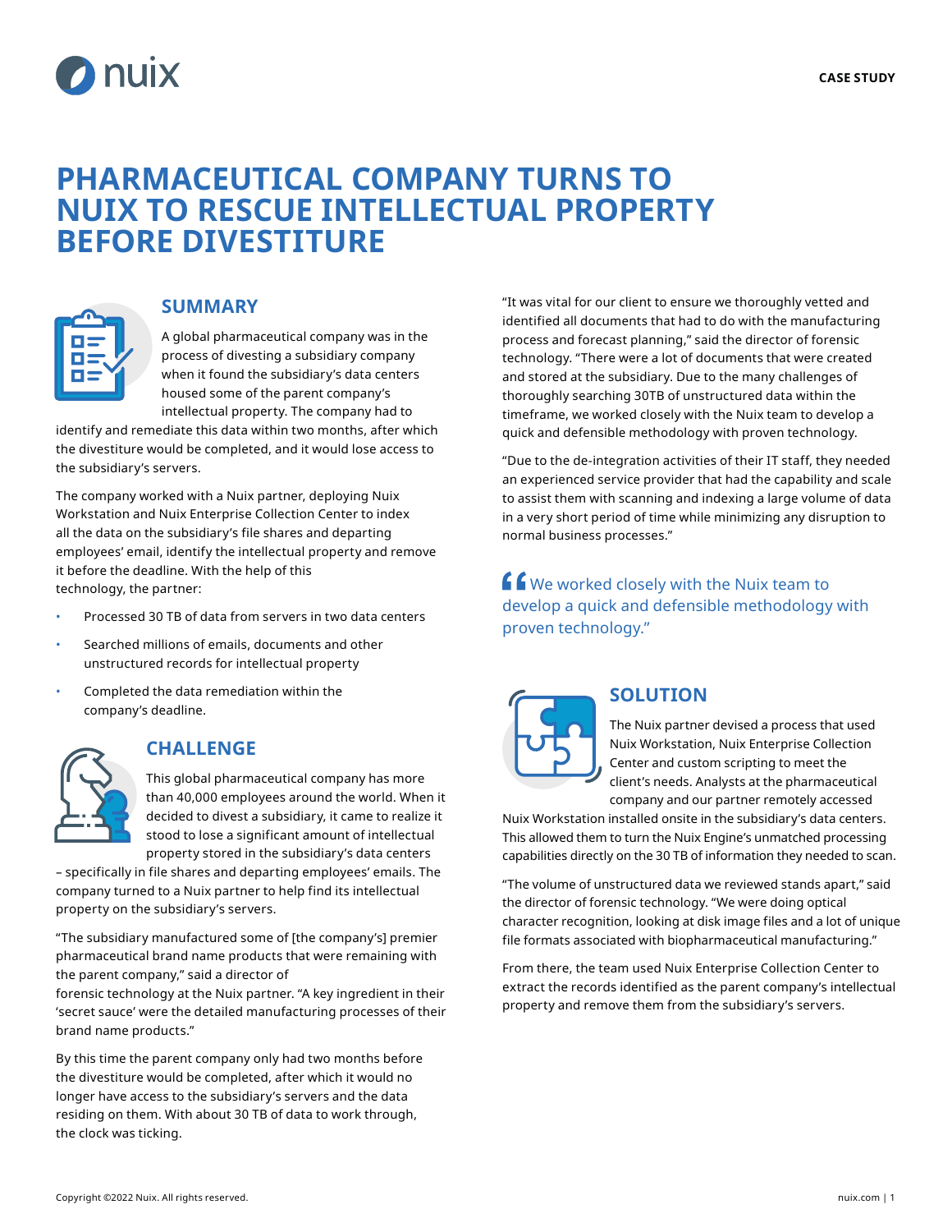CASE STUDY

# PHARMACEUTICAL COMPANY TURNS TO NUIX TO RESCUE INTELLECTUAL PROPERTY BEFORE DIVESTITURE

## SUMMARY

A global pharmaceutical company was in the process of divesting a subsidiary company when it found the subsidiary's data centers housed some of the parent company's intellectual property. The company had to identify and remediate this data within two months, after which the divestiture would be completed, and it would lose access to the subsidiary's servers.

The company worked with a Nuix partner, deploying Nuix Workstation and Nuix Enterprise Collection Center to index all the data on the subsidiary's file shares and departing employees' email, identify the intellectual property and remove it before the deadline. With the help of this technology, the partner:

- Processed 30 TB of data from servers in two data centers
- Searched millions of emails, documents and other unstructured records for intellectual property
- Completed the data remediation within the company's deadline.

## CHALLENGE

This global pharmaceutical company has more than 40,000 employees around the world. When it decided to divest a subsidiary, it came to realize it stood to lose a significant amount of intellectual property stored in the subsidiary's data centers – specifically in file shares and departing employees' emails. The company turned to a Nuix partner to help find its intellectual property on the subsidiary's servers.

"The subsidiary manufactured some of [the company's] premier pharmaceutical brand name products that were remaining with the parent company," said a director of forensic technology at the Nuix partner. "A key ingredient in their 'secret sauce' were the detailed manufacturing processes of their brand name products."

By this time the parent company only had two months before the divestiture would be completed, after which it would no longer have access to the subsidiary's servers and the data residing on them. With about 30 TB of data to work through, the clock was ticking.

"It was vital for our client to ensure we thoroughly vetted and identified all documents that had to do with the manufacturing process and forecast planning," said the director of forensic technology. "There were a lot of documents that were created and stored at the subsidiary. Due to the many challenges of thoroughly searching 30TB of unstructured data within the timeframe, we worked closely with the Nuix team to develop a quick and defensible methodology with proven technology.

"Due to the de-integration activities of their IT staff, they needed an experienced service provider that had the capability and scale to assist them with scanning and indexing a large volume of data in a very short period of time while minimizing any disruption to normal business processes."

> "We worked closely with the Nuix team to develop a quick and defensible methodology with proven technology."

## SOLUTION

The Nuix partner devised a process that used Nuix Workstation, Nuix Enterprise Collection Center and custom scripting to meet the client's needs. Analysts at the pharmaceutical company and our partner remotely accessed Nuix Workstation installed onsite in the subsidiary's data centers. This allowed them to turn the Nuix Engine's unmatched processing capabilities directly on the 30 TB of information they needed to scan.

"The volume of unstructured data we reviewed stands apart," said the director of forensic technology. "We were doing optical character recognition, looking at disk image files and a lot of unique file formats associated with biopharmaceutical manufacturing."

From there, the team used Nuix Enterprise Collection Center to extract the records identified as the parent company's intellectual property and remove them from the subsidiary's servers.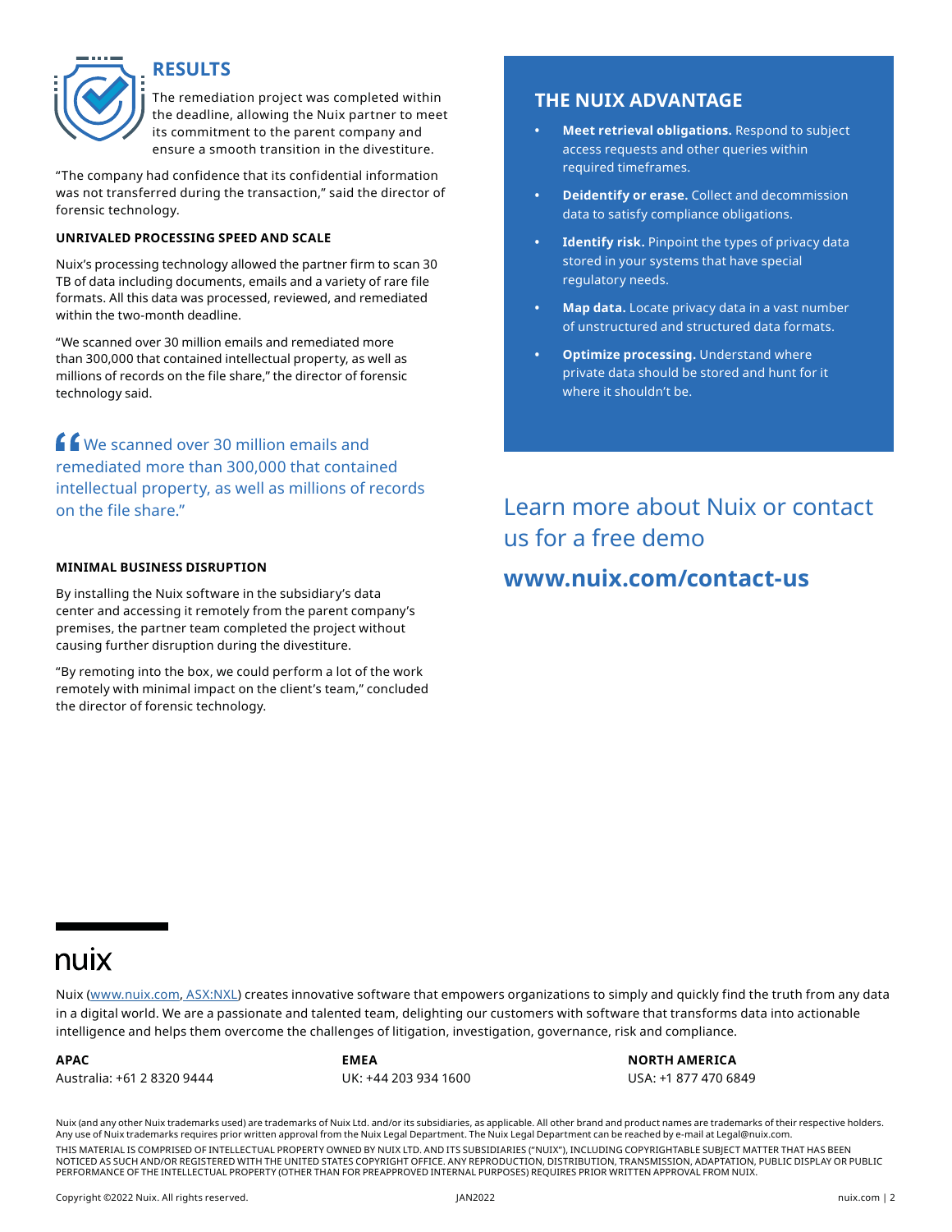## RESULTS

The remediation project was completed within the deadline, allowing the Nuix partner to meet its commitment to the parent company and ensure a smooth transition in the divestiture.

"The company had confidence that its confidential information was not transferred during the transaction," said the director of forensic technology.

**UNRIVALED PROCESSING SPEED AND SCALE**

Nuix's processing technology allowed the partner firm to scan 30 TB of data including documents, emails and a variety of rare file formats. All this data was processed, reviewed, and remediated within the two-month deadline.

"We scanned over 30 million emails and remediated more than 300,000 that contained intellectual property, as well as millions of records on the file share," the director of forensic technology said.

> "We scanned over 30 million emails and remediated more than 300,000 that contained intellectual property, as well as millions of records on the file share."

**MINIMAL BUSINESS DISRUPTION**

By installing the Nuix software in the subsidiary's data center and accessing it remotely from the parent company's premises, the partner team completed the project without causing further disruption during the divestiture.

"By remoting into the box, we could perform a lot of the work remotely with minimal impact on the client's team," concluded the director of forensic technology.

## THE NUIX ADVANTAGE

- **Meet retrieval obligations.** Respond to subject access requests and other queries within required timeframes.
- **Deidentify or erase.** Collect and decommission data to satisfy compliance obligations.
- **Identify risk.** Pinpoint the types of privacy data stored in your systems that have special regulatory needs.
- **Map data.** Locate privacy data in a vast number of unstructured and structured data formats.
- **Optimize processing.** Understand where private data should be stored and hunt for it where it shouldn't be.

Learn more about Nuix or contact us for a free demo

**www.nuix.com/contact-us**

nuix

Nuix (www.nuix.com, ASX:NXL) creates innovative software that empowers organizations to simply and quickly find the truth from any data in a digital world. We are a passionate and talented team, delighting our customers with software that transforms data into actionable intelligence and helps them overcome the challenges of litigation, investigation, governance, risk and compliance.

**APAC**
Australia: +61 2 8320 9444

**EMEA**
UK: +44 203 934 1600

**NORTH AMERICA**
USA: +1 877 470 6849

Nuix (and any other Nuix trademarks used) are trademarks of Nuix Ltd. and/or its subsidiaries, as applicable. All other brand and product names are trademarks of their respective holders. Any use of Nuix trademarks requires prior written approval from the Nuix Legal Department. The Nuix Legal Department can be reached by e-mail at Legal@nuix.com.

THIS MATERIAL IS COMPRISED OF INTELLECTUAL PROPERTY OWNED BY NUIX LTD. AND ITS SUBSIDIARIES ("NUIX"), INCLUDING COPYRIGHTABLE SUBJECT MATTER THAT HAS BEEN NOTICED AS SUCH AND/OR REGISTERED WITH THE UNITED STATES COPYRIGHT OFFICE. ANY REPRODUCTION, DISTRIBUTION, TRANSMISSION, ADAPTATION, PUBLIC DISPLAY OR PUBLIC PERFORMANCE OF THE INTELLECTUAL PROPERTY (OTHER THAN FOR PREAPPROVED INTERNAL PURPOSES) REQUIRES PRIOR WRITTEN APPROVAL FROM NUIX.

Copyright ©2022 Nuix. All rights reserved.

JAN2022